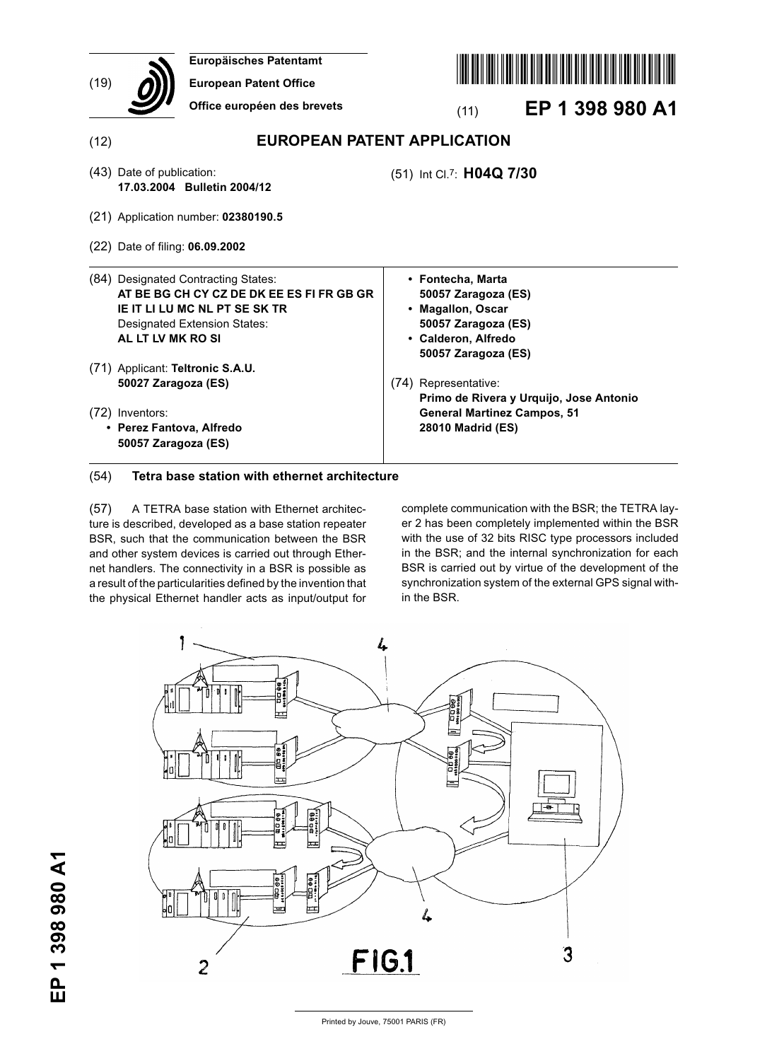(19) Europäisches Patentamt
European Patent Office
Office européen des brevets

(11) **EP 1 398 980 A1**

(12) **EUROPEAN PATENT APPLICATION**

(43) Date of publication:
**17.03.2004 Bulletin 2004/12**

(51) Int Cl.[7]: **H04Q 7/30**

(21) Application number: **02380190.5**

(22) Date of filing: **06.09.2002**

(84) Designated Contracting States:
**AT BE BG CH CY CZ DE DK EE ES FI FR GB GR IE IT LI LU MC NL PT SE SK TR**
Designated Extension States:
**AL LT LV MK RO SI**

(71) Applicant: **Teltronic S.A.U.**
**50027 Zaragoza (ES)**

(72) Inventors:
- **Perez Fantova, Alfredo**
  **50057 Zaragoza (ES)**
- **Fontecha, Marta**
  **50057 Zaragoza (ES)**
- **Magallon, Oscar**
  **50057 Zaragoza (ES)**
- **Calderon, Alfredo**
  **50057 Zaragoza (ES)**

(74) Representative:
**Primo de Rivera y Urquijo, Jose Antonio**
**General Martinez Campos, 51**
**28010 Madrid (ES)**

(54) **Tetra base station with ethernet architecture**

(57) A TETRA base station with Ethernet architecture is described, developed as a base station repeater BSR, such that the communication between the BSR and other system devices is carried out through Ethernet handlers. The connectivity in a BSR is possible as a result of the particularities defined by the invention that the physical Ethernet handler acts as input/output for complete communication with the BSR; the TETRA layer 2 has been completely implemented within the BSR with the use of 32 bits RISC type processors included in the BSR; and the internal synchronization for each BSR is carried out by virtue of the development of the synchronization system of the external GPS signal within the BSR.

FIG.1

Printed by Jouve, 75001 PARIS (FR)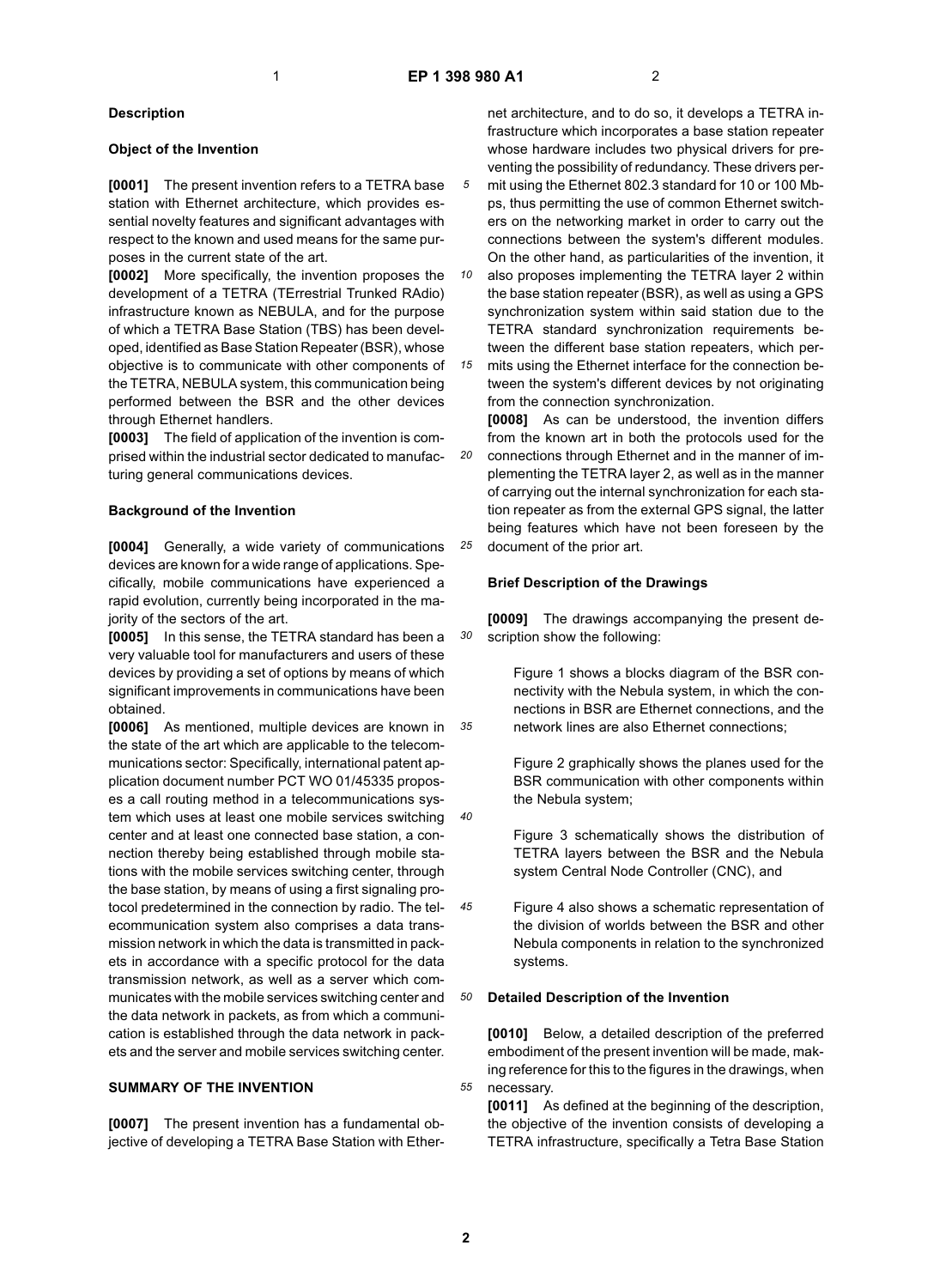## Description

### Object of the Invention

**[0001]** The present invention refers to a TETRA base station with Ethernet architecture, which provides essential novelty features and significant advantages with respect to the known and used means for the same purposes in the current state of the art.

**[0002]** More specifically, the invention proposes the development of a TETRA (TErrestrial Trunked RAdio) infrastructure known as NEBULA, and for the purpose of which a TETRA Base Station (TBS) has been developed, identified as Base Station Repeater (BSR), whose objective is to communicate with other components of the TETRA, NEBULA system, this communication being performed between the BSR and the other devices through Ethernet handlers.

**[0003]** The field of application of the invention is comprised within the industrial sector dedicated to manufacturing general communications devices.

### Background of the Invention

**[0004]** Generally, a wide variety of communications devices are known for a wide range of applications. Specifically, mobile communications have experienced a rapid evolution, currently being incorporated in the majority of the sectors of the art.

**[0005]** In this sense, the TETRA standard has been a very valuable tool for manufacturers and users of these devices by providing a set of options by means of which significant improvements in communications have been obtained.

**[0006]** As mentioned, multiple devices are known in the state of the art which are applicable to the telecommunications sector: Specifically, international patent application document number PCT WO 01/45335 proposes a call routing method in a telecommunications system which uses at least one mobile services switching center and at least one connected base station, a connection thereby being established through mobile stations with the mobile services switching center, through the base station, by means of using a first signaling protocol predetermined in the connection by radio. The telecommunication system also comprises a data transmission network in which the data is transmitted in packets in accordance with a specific protocol for the data transmission network, as well as a server which communicates with the mobile services switching center and the data network in packets, as from which a communication is established through the data network in packets and the server and mobile services switching center.

### SUMMARY OF THE INVENTION

**[0007]** The present invention has a fundamental objective of developing a TETRA Base Station with Ethernet architecture, and to do so, it develops a TETRA infrastructure which incorporates a base station repeater whose hardware includes two physical drivers for preventing the possibility of redundancy. These drivers permit using the Ethernet 802.3 standard for 10 or 100 Mbps, thus permitting the use of common Ethernet switchers on the networking market in order to carry out the connections between the system's different modules. On the other hand, as particularities of the invention, it also proposes implementing the TETRA layer 2 within the base station repeater (BSR), as well as using a GPS synchronization system within said station due to the TETRA standard synchronization requirements between the different base station repeaters, which permits using the Ethernet interface for the connection between the system's different devices by not originating from the connection synchronization.

**[0008]** As can be understood, the invention differs from the known art in both the protocols used for the connections through Ethernet and in the manner of implementing the TETRA layer 2, as well as in the manner of carrying out the internal synchronization for each station repeater as from the external GPS signal, the latter being features which have not been foreseen by the document of the prior art.

### Brief Description of the Drawings

**[0009]** The drawings accompanying the present description show the following:

Figure 1 shows a blocks diagram of the BSR connectivity with the Nebula system, in which the connections in BSR are Ethernet connections, and the network lines are also Ethernet connections;

Figure 2 graphically shows the planes used for the BSR communication with other components within the Nebula system;

Figure 3 schematically shows the distribution of TETRA layers between the BSR and the Nebula system Central Node Controller (CNC), and

Figure 4 also shows a schematic representation of the division of worlds between the BSR and other Nebula components in relation to the synchronized systems.

### Detailed Description of the Invention

**[0010]** Below, a detailed description of the preferred embodiment of the present invention will be made, making reference for this to the figures in the drawings, when necessary.

**[0011]** As defined at the beginning of the description, the objective of the invention consists of developing a TETRA infrastructure, specifically a Tetra Base Station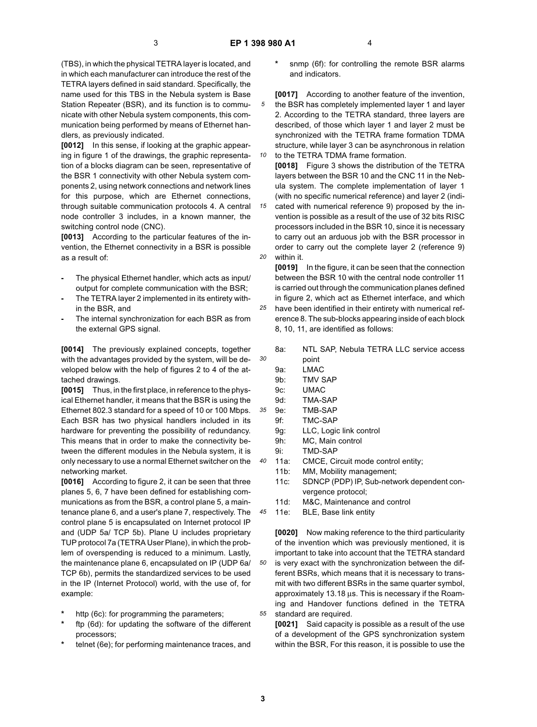(TBS), in which the physical TETRA layer is located, and in which each manufacturer can introduce the rest of the TETRA layers defined in said standard. Specifically, the name used for this TBS in the Nebula system is Base Station Repeater (BSR), and its function is to communicate with other Nebula system components, this communication being performed by means of Ethernet handlers, as previously indicated.

**[0012]** In this sense, if looking at the graphic appearing in figure 1 of the drawings, the graphic representation of a blocks diagram can be seen, representative of the BSR 1 connectivity with other Nebula system components 2, using network connections and network lines for this purpose, which are Ethernet connections, through suitable communication protocols 4. A central node controller 3 includes, in a known manner, the switching control node (CNC).

**[0013]** According to the particular features of the invention, the Ethernet connectivity in a BSR is possible as a result of:

- The physical Ethernet handler, which acts as input/ output for complete communication with the BSR;
- The TETRA layer 2 implemented in its entirety within the BSR, and
- The internal synchronization for each BSR as from the external GPS signal.

**[0014]** The previously explained concepts, together with the advantages provided by the system, will be developed below with the help of figures 2 to 4 of the attached drawings.

**[0015]** Thus, in the first place, in reference to the physical Ethernet handler, it means that the BSR is using the Ethernet 802.3 standard for a speed of 10 or 100 Mbps. Each BSR has two physical handlers included in its hardware for preventing the possibility of redundancy. This means that in order to make the connectivity between the different modules in the Nebula system, it is only necessary to use a normal Ethernet switcher on the networking market.

**[0016]** According to figure 2, it can be seen that three planes 5, 6, 7 have been defined for establishing communications as from the BSR, a control plane 5, a maintenance plane 6, and a user's plane 7, respectively. The control plane 5 is encapsulated on Internet protocol IP and (UDP 5a/ TCP 5b). Plane U includes proprietary TUP protocol 7a (TETRA User Plane), in which the problem of overspending is reduced to a minimum. Lastly, the maintenance plane 6, encapsulated on IP (UDP 6a/ TCP 6b), permits the standardized services to be used in the IP (Internet Protocol) world, with the use of, for example:

- * http (6c): for programming the parameters;
- * ftp (6d): for updating the software of the different processors;
- * telnet (6e); for performing maintenance traces, and
- * snmp (6f): for controlling the remote BSR alarms and indicators.

**[0017]** According to another feature of the invention, the BSR has completely implemented layer 1 and layer 2. According to the TETRA standard, three layers are described, of those which layer 1 and layer 2 must be synchronized with the TETRA frame formation TDMA structure, while layer 3 can be asynchronous in relation to the TETRA TDMA frame formation.

**[0018]** Figure 3 shows the distribution of the TETRA layers between the BSR 10 and the CNC 11 in the Nebula system. The complete implementation of layer 1 (with no specific numerical reference) and layer 2 (indicated with numerical reference 9) proposed by the invention is possible as a result of the use of 32 bits RISC processors included in the BSR 10, since it is necessary to carry out an arduous job with the BSR processor in order to carry out the complete layer 2 (reference 9) within it.

**[0019]** In the figure, it can be seen that the connection between the BSR 10 with the central node controller 11 is carried out through the communication planes defined in figure 2, which act as Ethernet interface, and which have been identified in their entirety with numerical reference 8. The sub-blocks appearing inside of each block 8, 10, 11, are identified as follows:

- 8a: NTL SAP, Nebula TETRA LLC service access point
- 9a: LMAC
- 9b: TMV SAP
- 9c: UMAC
- 9d: TMA-SAP
- 9e: TMB-SAP
- 9f: TMC-SAP
- 9g: LLC, Logic link control
- 9h: MC, Main control
- 9i: TMD-SAP
- 11a: CMCE, Circuit mode control entity;
- 11b: MM, Mobility management;
- 11c: SDNCP (PDP) IP, Sub-network dependent convergence protocol;
- 11d: M&C, Maintenance and control
- 11e: BLE, Base link entity

**[0020]** Now making reference to the third particularity of the invention which was previously mentioned, it is important to take into account that the TETRA standard is very exact with the synchronization between the different BSRs, which means that it is necessary to transmit with two different BSRs in the same quarter symbol, approximately 13.18 µs. This is necessary if the Roaming and Handover functions defined in the TETRA standard are required.

**[0021]** Said capacity is possible as a result of the use of a development of the GPS synchronization system within the BSR, For this reason, it is possible to use the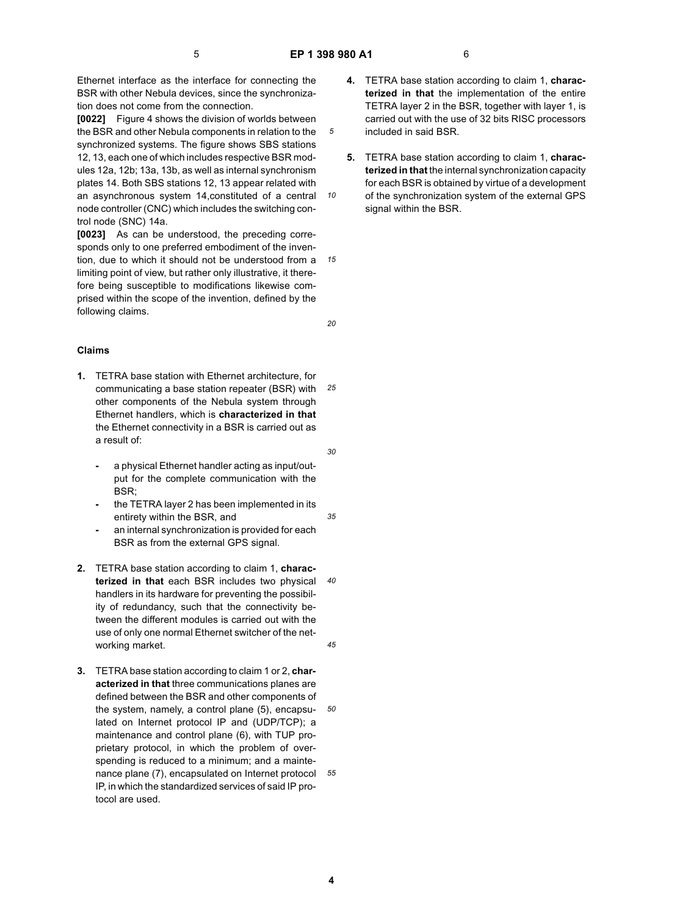Ethernet interface as the interface for connecting the BSR with other Nebula devices, since the synchronization does not come from the connection.

**[0022]** Figure 4 shows the division of worlds between the BSR and other Nebula components in relation to the synchronized systems. The figure shows SBS stations 12, 13, each one of which includes respective BSR modules 12a, 12b; 13a, 13b, as well as internal synchronism plates 14. Both SBS stations 12, 13 appear related with an asynchronous system 14,constituted of a central node controller (CNC) which includes the switching control node (SNC) 14a.

**[0023]** As can be understood, the preceding corresponds only to one preferred embodiment of the invention, due to which it should not be understood from a limiting point of view, but rather only illustrative, it therefore being susceptible to modifications likewise comprised within the scope of the invention, defined by the following claims.

## Claims

1. TETRA base station with Ethernet architecture, for communicating a base station repeater (BSR) with other components of the Nebula system through Ethernet handlers, which is **characterized in that** the Ethernet connectivity in a BSR is carried out as a result of:

   - a physical Ethernet handler acting as input/output for the complete communication with the BSR;
   - the TETRA layer 2 has been implemented in its entirety within the BSR, and
   - an internal synchronization is provided for each BSR as from the external GPS signal.

2. TETRA base station according to claim 1, **characterized in that** each BSR includes two physical handlers in its hardware for preventing the possibility of redundancy, such that the connectivity between the different modules is carried out with the use of only one normal Ethernet switcher of the networking market.

3. TETRA base station according to claim 1 or 2, **characterized in that** three communications planes are defined between the BSR and other components of the system, namely, a control plane (5), encapsulated on Internet protocol IP and (UDP/TCP); a maintenance and control plane (6), with TUP proprietary protocol, in which the problem of overspending is reduced to a minimum; and a maintenance plane (7), encapsulated on Internet protocol IP, in which the standardized services of said IP protocol are used.

4. TETRA base station according to claim 1, **characterized in that** the implementation of the entire TETRA layer 2 in the BSR, together with layer 1, is carried out with the use of 32 bits RISC processors included in said BSR.

5. TETRA base station according to claim 1, **characterized in that** the internal synchronization capacity for each BSR is obtained by virtue of a development of the synchronization system of the external GPS signal within the BSR.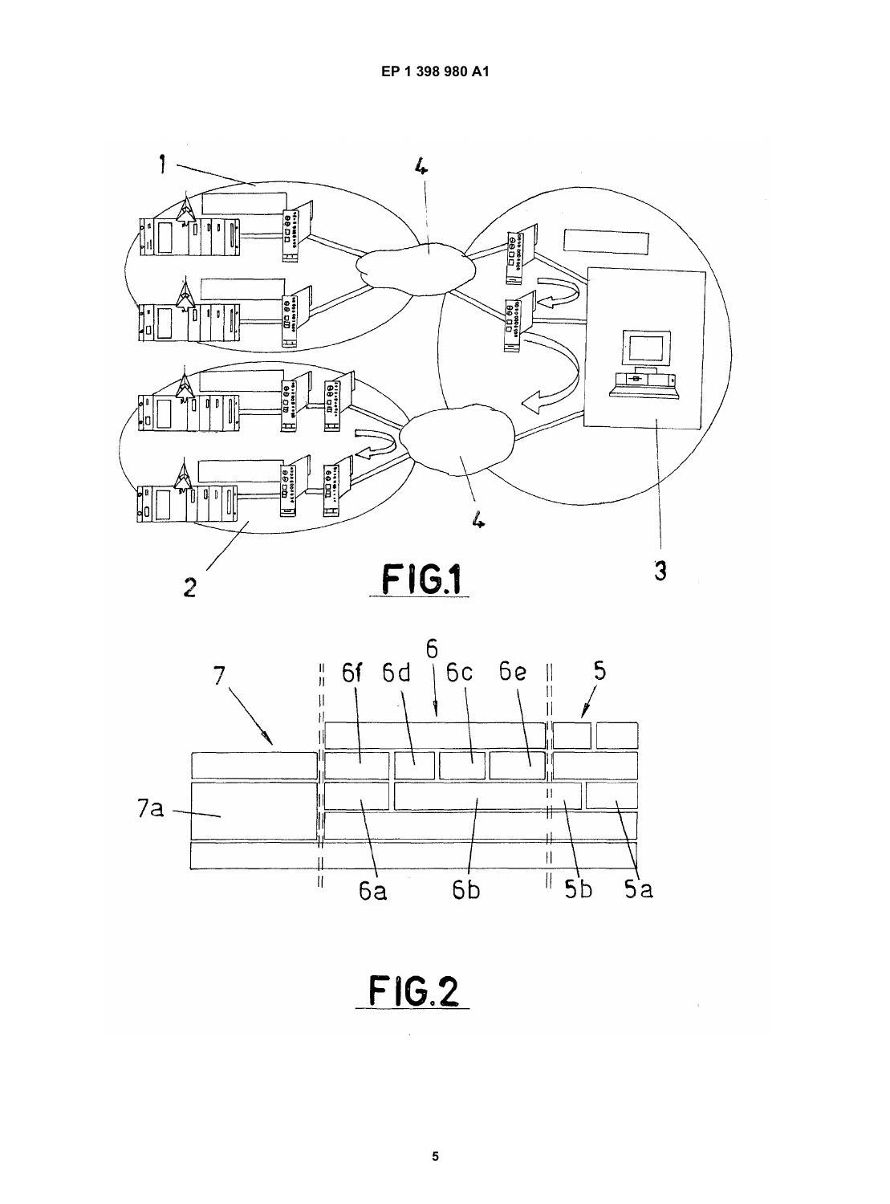FIG.1

FIG.2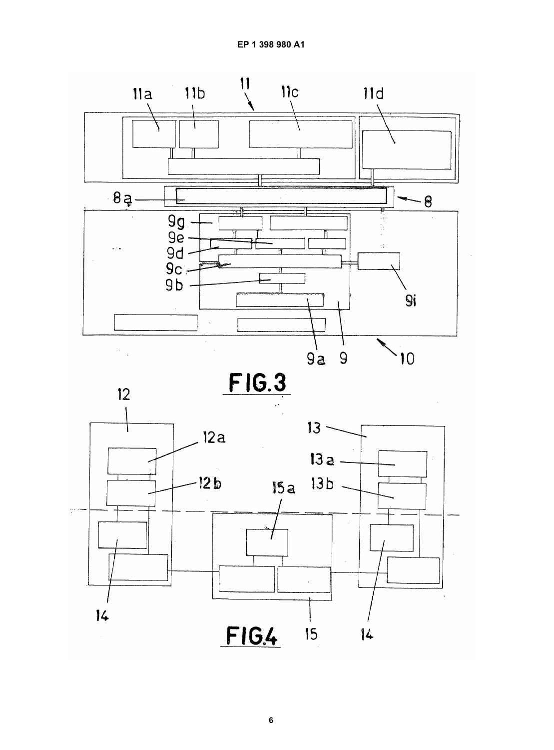FIG.3

FIG.4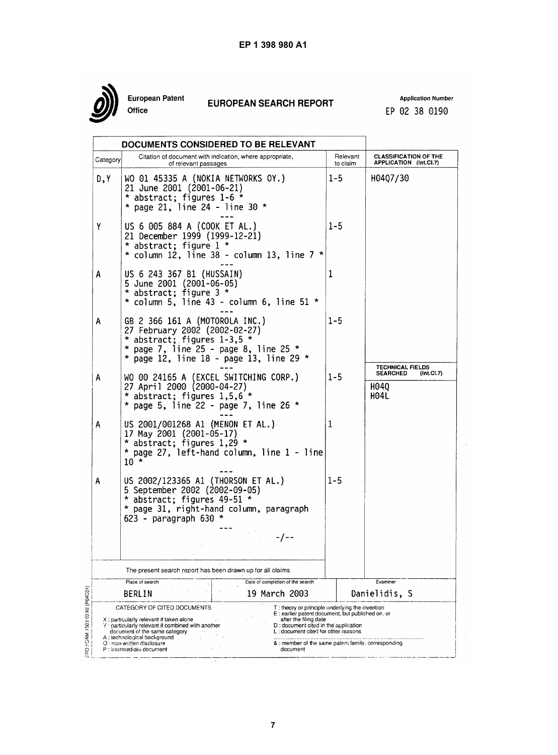European Patent Office

# EUROPEAN SEARCH REPORT

Application Number
EP 02 38 0190

## DOCUMENTS CONSIDERED TO BE RELEVANT

| Category | Citation of document with indication, where appropriate, of relevant passages | Relevant to claim | CLASSIFICATION OF THE APPLICATION (Int.Cl.7) |
|---|---|---|---|
| D,Y | WO 01 45335 A (NOKIA NETWORKS OY.) 21 June 2001 (2001-06-21) * abstract; figures 1-6 * * page 21, line 24 - line 30 * | 1-5 | H04Q7/30 |
| Y | US 6 005 884 A (COOK ET AL.) 21 December 1999 (1999-12-21) * abstract; figure 1 * * column 12, line 38 - column 13, line 7 * | 1-5 | |
| A | US 6 243 367 B1 (HUSSAIN) 5 June 2001 (2001-06-05) * abstract; figure 3 * * column 5, line 43 - column 6, line 51 * | 1 | |
| A | GB 2 366 161 A (MOTOROLA INC.) 27 February 2002 (2002-02-27) * abstract; figures 1-3,5 * * page 7, line 25 - page 8, line 25 * * page 12, line 18 - page 13, line 29 * | 1-5 | |
| A | WO 00 24165 A (EXCEL SWITCHING CORP.) 27 April 2000 (2000-04-27) * abstract; figures 1,5,6 * * page 5, line 22 - page 7, line 26 * | 1-5 | **TECHNICAL FIELDS SEARCHED (Int.Cl.7)** H04Q H04L |
| A | US 2001/001268 A1 (MENON ET AL.) 17 May 2001 (2001-05-17) * abstract; figures 1,29 * * page 27, left-hand column, line 1 - line 10 * | 1 | |
| A | US 2002/123365 A1 (THORSON ET AL.) 5 September 2002 (2002-09-05) * abstract; figures 49-51 * * page 31, right-hand column, paragraph 623 - paragraph 630 * | 1-5 | |
| | -/-- | | |

The present search report has been drawn up for all claims

| Place of search | Date of completion of the search | Examiner |
|---|---|---|
| BERLIN | 19 March 2003 | Danielidis, S |

CATEGORY OF CITED DOCUMENTS

X : particularly relevant if taken alone
Y : particularly relevant if combined with another document of the same category
A : technological background
O : non-written disclosure
P : intermediate document

T : theory or principle underlying the invention
E : earlier patent document, but published on, or after the filing date
D : document cited in the application
L : document cited for other reasons

& : member of the same patent family, corresponding document

EPO FORM 1503 03.82 (P04C01)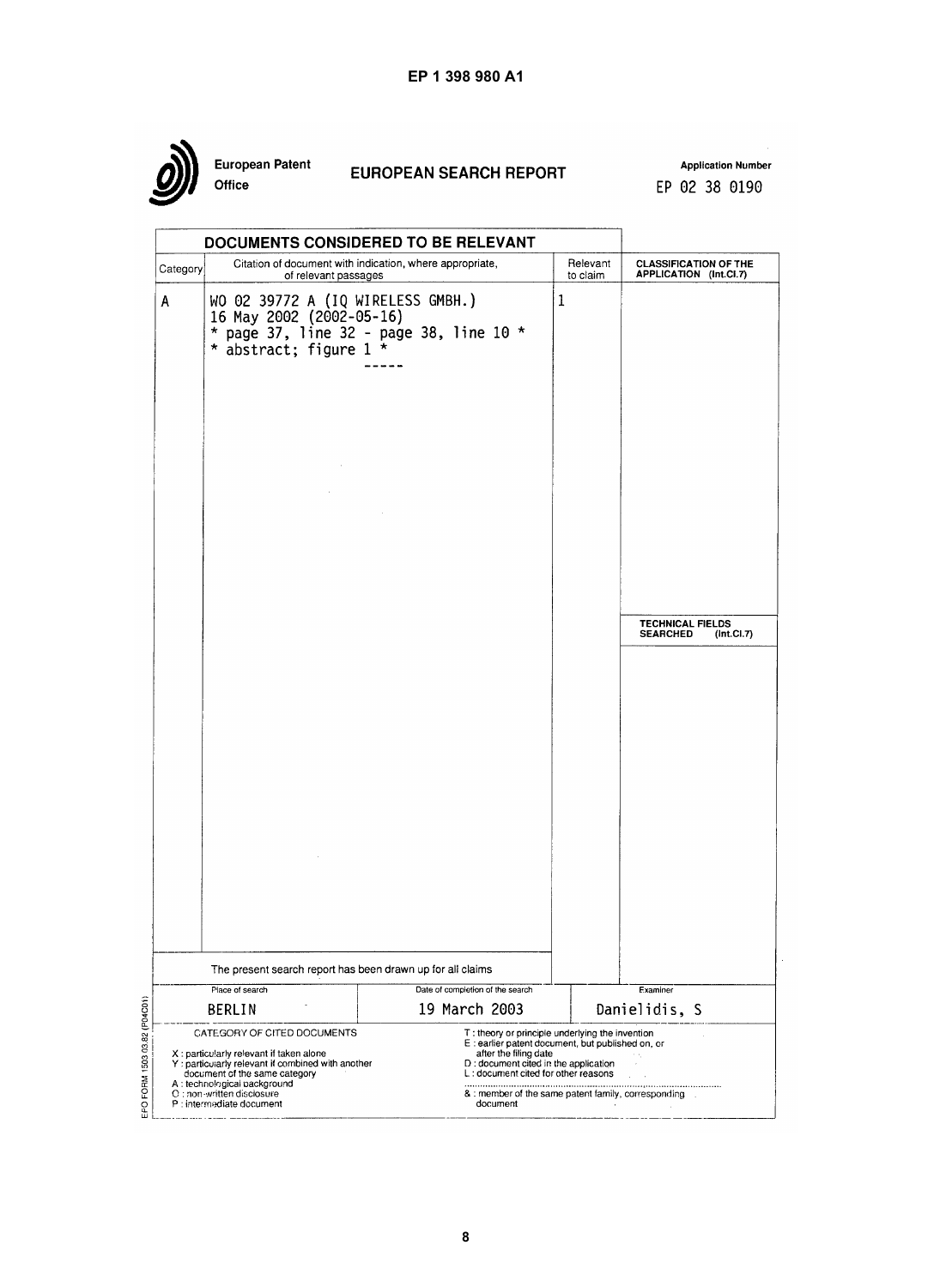European Patent Office

# EUROPEAN SEARCH REPORT

Application Number
EP 02 38 0190

## DOCUMENTS CONSIDERED TO BE RELEVANT

| Category | Citation of document with indication, where appropriate, of relevant passages | Relevant to claim | CLASSIFICATION OF THE APPLICATION (Int.Cl.7) |
|---|---|---|---|
| A | WO 02 39772 A (IQ WIRELESS GMBH.) 16 May 2002 (2002-05-16) * page 37, line 32 - page 38, line 10 * * abstract; figure 1 * ----- | 1 | |
| | | | TECHNICAL FIELDS SEARCHED (Int.Cl.7) |

The present search report has been drawn up for all claims

| Place of search | Date of completion of the search | Examiner |
|---|---|---|
| BERLIN | 19 March 2003 | Danielidis, S |

CATEGORY OF CITED DOCUMENTS

X : particularly relevant if taken alone
Y : particularly relevant if combined with another document of the same category
A : technological background
O : non-written disclosure
P : intermediate document

T : theory or principle underlying the invention
E : earlier patent document, but published on, or after the filing date
D : document cited in the application
L : document cited for other reasons

& : member of the same patent family, corresponding document

EPO FORM 1503 03.82 (P04C01)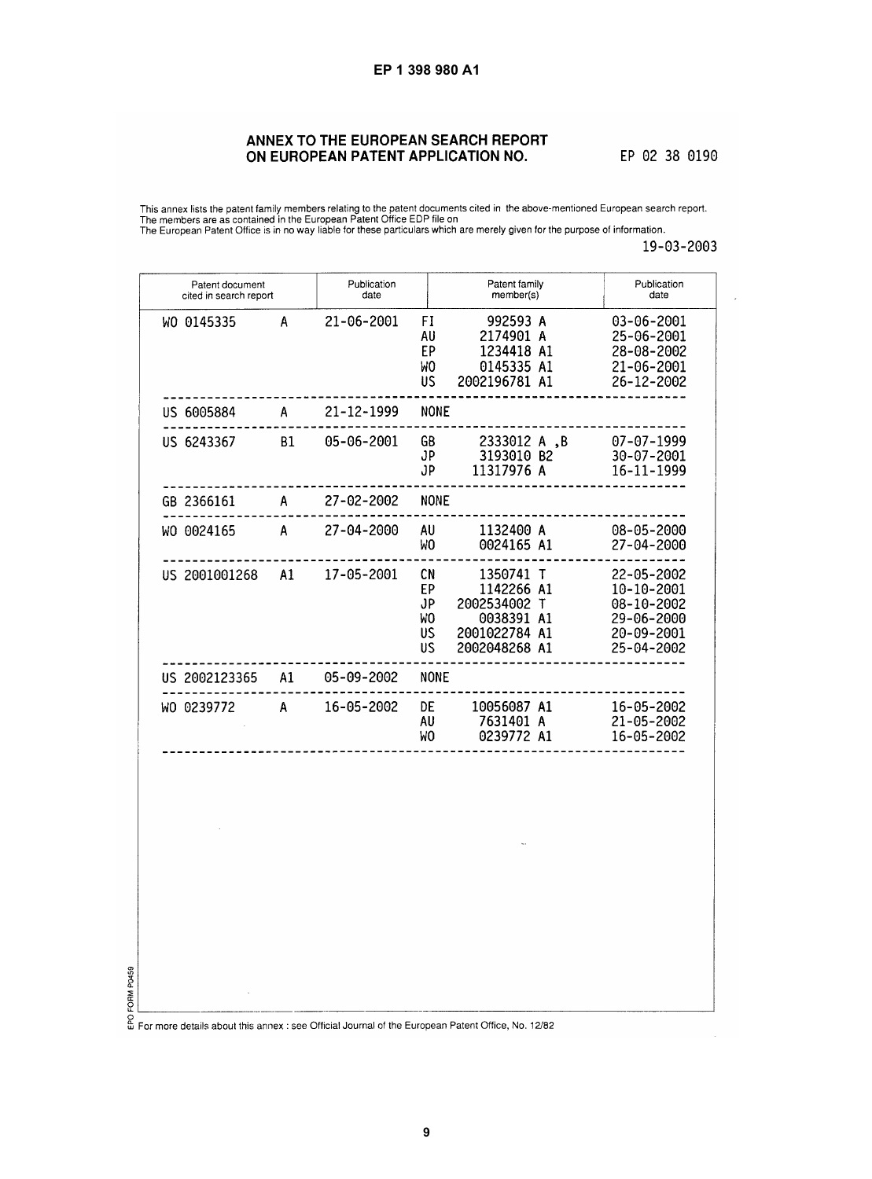## ANNEX TO THE EUROPEAN SEARCH REPORT ON EUROPEAN PATENT APPLICATION NO.

EP 02 38 0190

This annex lists the patent family members relating to the patent documents cited in the above-mentioned European search report.
The members are as contained in the European Patent Office EDP file on
The European Patent Office is in no way liable for these particulars which are merely given for the purpose of information.

19-03-2003

| Patent document cited in search report | | Publication date | Patent family member(s) | | Publication date |
|---|---|---|---|---|---|
| WO 0145335 | A | 21-06-2001 | FI | 992593 A | 03-06-2001 |
| | | | AU | 2174901 A | 25-06-2001 |
| | | | EP | 1234418 A1 | 28-08-2002 |
| | | | WO | 0145335 A1 | 21-06-2001 |
| | | | US | 2002196781 A1 | 26-12-2002 |
| US 6005884 | A | 21-12-1999 | NONE | | |
| US 6243367 | B1 | 05-06-2001 | GB | 2333012 A ,B | 07-07-1999 |
| | | | JP | 3193010 B2 | 30-07-2001 |
| | | | JP | 11317976 A | 16-11-1999 |
| GB 2366161 | A | 27-02-2002 | NONE | | |
| WO 0024165 | A | 27-04-2000 | AU | 1132400 A | 08-05-2000 |
| | | | WO | 0024165 A1 | 27-04-2000 |
| US 2001001268 | A1 | 17-05-2001 | CN | 1350741 T | 22-05-2002 |
| | | | EP | 1142266 A1 | 10-10-2001 |
| | | | JP | 2002534002 T | 08-10-2002 |
| | | | WO | 0038391 A1 | 29-06-2000 |
| | | | US | 2001022784 A1 | 20-09-2001 |
| | | | US | 2002048268 A1 | 25-04-2002 |
| US 2002123365 | A1 | 05-09-2002 | NONE | | |
| WO 0239772 | A | 16-05-2002 | DE | 10056087 A1 | 16-05-2002 |
| | | | AU | 7631401 A | 21-05-2002 |
| | | | WO | 0239772 A1 | 16-05-2002 |

For more details about this annex : see Official Journal of the European Patent Office, No. 12/82